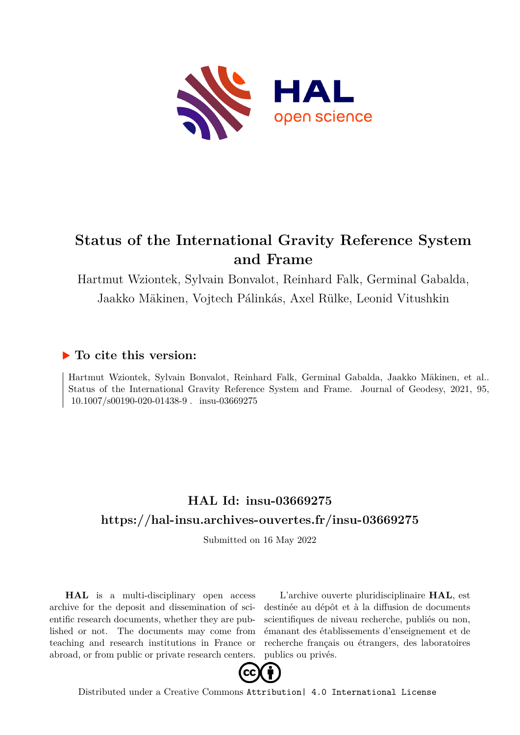# Status of the International Gravity Reference System and Frame

Hartmut Wziontek, Sylvain Bonvalot, Reinhard Falk, Germinal Gabalda, Jaakko Mäkinen, Vojtech Pálinkás, Axel Rülke, Leonid Vitushkin

## ▶ To cite this version:

Hartmut Wziontek, Sylvain Bonvalot, Reinhard Falk, Germinal Gabalda, Jaakko Mäkinen, et al.. Status of the International Gravity Reference System and Frame. Journal of Geodesy, 2021, 95, 10.1007/s00190-020-01438-9 . insu-03669275

## HAL Id: insu-03669275

## https://hal-insu.archives-ouvertes.fr/insu-03669275

Submitted on 16 May 2022

**HAL** is a multi-disciplinary open access archive for the deposit and dissemination of scientific research documents, whether they are published or not. The documents may come from teaching and research institutions in France or abroad, or from public or private research centers.

L'archive ouverte pluridisciplinaire **HAL**, est destinée au dépôt et à la diffusion de documents scientifiques de niveau recherche, publiés ou non, émanant des établissements d'enseignement et de recherche français ou étrangers, des laboratoires publics ou privés.

Distributed under a Creative Commons Attribution| 4.0 International License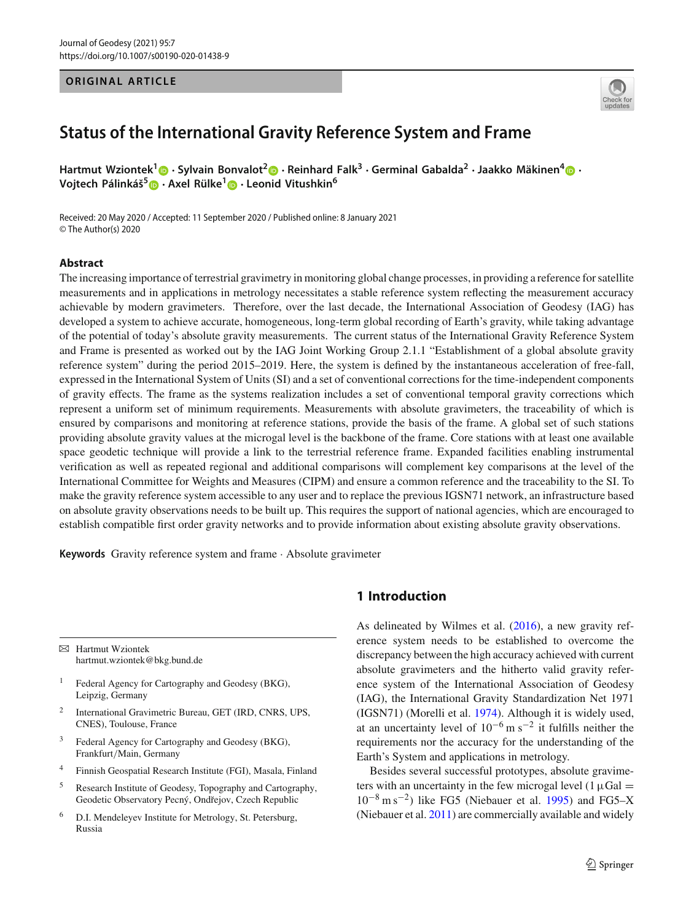# Status of the International Gravity Reference System and Frame

**Hartmut Wziontek[1] · Sylvain Bonvalot[2] · Reinhard Falk[3] · Germinal Gabalda[2] · Jaakko Mäkinen[4] · Vojtech Pálinkáš[5] · Axel Rülke[1] · Leonid Vitushkin[6]**

Received: 20 May 2020 / Accepted: 11 September 2020 / Published online: 8 January 2021
© The Author(s) 2020

## Abstract

The increasing importance of terrestrial gravimetry in monitoring global change processes, in providing a reference for satellite measurements and in applications in metrology necessitates a stable reference system reflecting the measurement accuracy achievable by modern gravimeters. Therefore, over the last decade, the International Association of Geodesy (IAG) has developed a system to achieve accurate, homogeneous, long-term global recording of Earth's gravity, while taking advantage of the potential of today's absolute gravity measurements. The current status of the International Gravity Reference System and Frame is presented as worked out by the IAG Joint Working Group 2.1.1 "Establishment of a global absolute gravity reference system" during the period 2015–2019. Here, the system is defined by the instantaneous acceleration of free-fall, expressed in the International System of Units (SI) and a set of conventional corrections for the time-independent components of gravity effects. The frame as the systems realization includes a set of conventional temporal gravity corrections which represent a uniform set of minimum requirements. Measurements with absolute gravimeters, the traceability of which is ensured by comparisons and monitoring at reference stations, provide the basis of the frame. A global set of such stations providing absolute gravity values at the microgal level is the backbone of the frame. Core stations with at least one available space geodetic technique will provide a link to the terrestrial reference frame. Expanded facilities enabling instrumental verification as well as repeated regional and additional comparisons will complement key comparisons at the level of the International Committee for Weights and Measures (CIPM) and ensure a common reference and the traceability to the SI. To make the gravity reference system accessible to any user and to replace the previous IGSN71 network, an infrastructure based on absolute gravity observations needs to be built up. This requires the support of national agencies, which are encouraged to establish compatible first order gravity networks and to provide information about existing absolute gravity observations.

**Keywords** Gravity reference system and frame · Absolute gravimeter

## 1 Introduction

As delineated by Wilmes et al. (2016), a new gravity reference system needs to be established to overcome the discrepancy between the high accuracy achieved with current absolute gravimeters and the hitherto valid gravity reference system of the International Association of Geodesy (IAG), the International Gravity Standardization Net 1971 (IGSN71) (Morelli et al. 1974). Although it is widely used, at an uncertainty level of $10^{-6}\,\mathrm{m\,s^{-2}}$ it fulfills neither the requirements nor the accuracy for the understanding of the Earth's System and applications in metrology.

Besides several successful prototypes, absolute gravimeters with an uncertainty in the few microgal level ($1\,\mu\mathrm{Gal} = 10^{-8}\,\mathrm{m\,s^{-2}}$) like FG5 (Niebauer et al. 1995) and FG5–X (Niebauer et al. 2011) are commercially available and widely

---

✉ Hartmut Wziontek
hartmut.wziontek@bkg.bund.de

[1] Federal Agency for Cartography and Geodesy (BKG), Leipzig, Germany

[2] International Gravimetric Bureau, GET (IRD, CNRS, UPS, CNES), Toulouse, France

[3] Federal Agency for Cartography and Geodesy (BKG), Frankfurt/Main, Germany

[4] Finnish Geospatial Research Institute (FGI), Masala, Finland

[5] Research Institute of Geodesy, Topography and Cartography, Geodetic Observatory Pecný, Ondřejov, Czech Republic

[6] D.I. Mendeleyev Institute for Metrology, St. Petersburg, Russia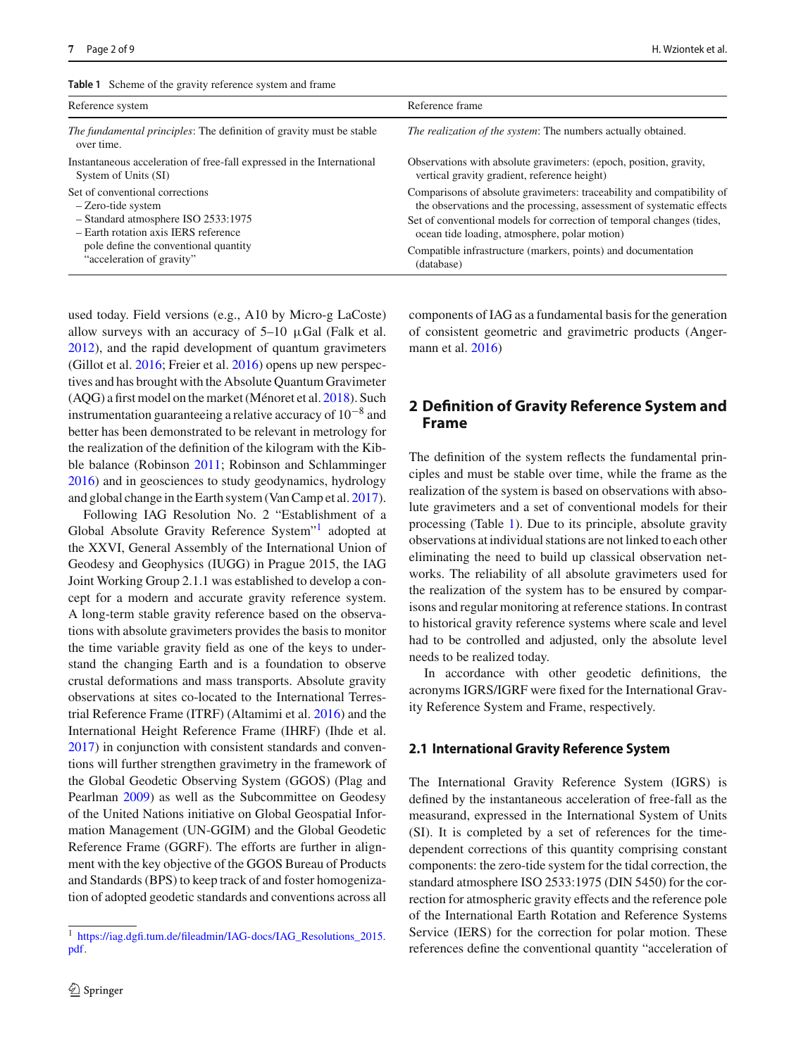**Table 1** Scheme of the gravity reference system and frame

| Reference system | Reference frame |
|---|---|
| *The fundamental principles*: The definition of gravity must be stable over time. | *The realization of the system*: The numbers actually obtained. |
| Instantaneous acceleration of free-fall expressed in the International System of Units (SI) | Observations with absolute gravimeters: (epoch, position, gravity, vertical gravity gradient, reference height) |
| Set of conventional corrections<br>– Zero-tide system<br>– Standard atmosphere ISO 2533:1975<br>– Earth rotation axis IERS reference pole define the conventional quantity "acceleration of gravity" | Comparisons of absolute gravimeters: traceability and compatibility of the observations and the processing, assessment of systematic effects<br>Set of conventional models for correction of temporal changes (tides, ocean tide loading, atmosphere, polar motion)<br>Compatible infrastructure (markers, points) and documentation (database) |

used today. Field versions (e.g., A10 by Micro-g LaCoste) allow surveys with an accuracy of 5–10 μGal (Falk et al. 2012), and the rapid development of quantum gravimeters (Gillot et al. 2016; Freier et al. 2016) opens up new perspectives and has brought with the Absolute Quantum Gravimeter (AQG) a first model on the market (Ménoret et al. 2018). Such instrumentation guaranteeing a relative accuracy of $10^{-8}$ and better has been demonstrated to be relevant in metrology for the realization of the definition of the kilogram with the Kibble balance (Robinson 2011; Robinson and Schlamminger 2016) and in geosciences to study geodynamics, hydrology and global change in the Earth system (Van Camp et al. 2017).

Following IAG Resolution No. 2 "Establishment of a Global Absolute Gravity Reference System"[1] adopted at the XXVI, General Assembly of the International Union of Geodesy and Geophysics (IUGG) in Prague 2015, the IAG Joint Working Group 2.1.1 was established to develop a concept for a modern and accurate gravity reference system. A long-term stable gravity reference based on the observations with absolute gravimeters provides the basis to monitor the time variable gravity field as one of the keys to understand the changing Earth and is a foundation to observe crustal deformations and mass transports. Absolute gravity observations at sites co-located to the International Terrestrial Reference Frame (ITRF) (Altamimi et al. 2016) and the International Height Reference Frame (IHRF) (Ihde et al. 2017) in conjunction with consistent standards and conventions will further strengthen gravimetry in the framework of the Global Geodetic Observing System (GGOS) (Plag and Pearlman 2009) as well as the Subcommittee on Geodesy of the United Nations initiative on Global Geospatial Information Management (UN-GGIM) and the Global Geodetic Reference Frame (GGRF). The efforts are further in alignment with the key objective of the GGOS Bureau of Products and Standards (BPS) to keep track of and foster homogenization of adopted geodetic standards and conventions across all components of IAG as a fundamental basis for the generation of consistent geometric and gravimetric products (Angermann et al. 2016)

[1] https://iag.dgfi.tum.de/fileadmin/IAG-docs/IAG_Resolutions_2015.pdf.

## 2 Definition of Gravity Reference System and Frame

The definition of the system reflects the fundamental principles and must be stable over time, while the frame as the realization of the system is based on observations with absolute gravimeters and a set of conventional models for their processing (Table 1). Due to its principle, absolute gravity observations at individual stations are not linked to each other eliminating the need to build up classical observation networks. The reliability of all absolute gravimeters used for the realization of the system has to be ensured by comparisons and regular monitoring at reference stations. In contrast to historical gravity reference systems where scale and level had to be controlled and adjusted, only the absolute level needs to be realized today.

In accordance with other geodetic definitions, the acronyms IGRS/IGRF were fixed for the International Gravity Reference System and Frame, respectively.

### 2.1 International Gravity Reference System

The International Gravity Reference System (IGRS) is defined by the instantaneous acceleration of free-fall as the measurand, expressed in the International System of Units (SI). It is completed by a set of references for the time-dependent corrections of this quantity comprising constant components: the zero-tide system for the tidal correction, the standard atmosphere ISO 2533:1975 (DIN 5450) for the correction for atmospheric gravity effects and the reference pole of the International Earth Rotation and Reference Systems Service (IERS) for the correction for polar motion. These references define the conventional quantity "acceleration of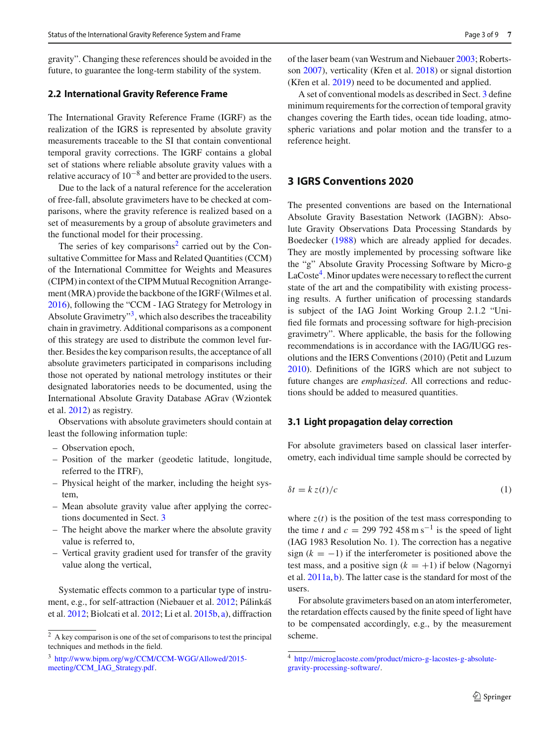gravity". Changing these references should be avoided in the future, to guarantee the long-term stability of the system.

### 2.2 International Gravity Reference Frame

The International Gravity Reference Frame (IGRF) as the realization of the IGRS is represented by absolute gravity measurements traceable to the SI that contain conventional temporal gravity corrections. The IGRF contains a global set of stations where reliable absolute gravity values with a relative accuracy of $10^{-8}$ and better are provided to the users.

Due to the lack of a natural reference for the acceleration of free-fall, absolute gravimeters have to be checked at comparisons, where the gravity reference is realized based on a set of measurements by a group of absolute gravimeters and the functional model for their processing.

The series of key comparisons[2] carried out by the Consultative Committee for Mass and Related Quantities (CCM) of the International Committee for Weights and Measures (CIPM) in context of the CIPM Mutual Recognition Arrangement (MRA) provide the backbone of the IGRF (Wilmes et al. 2016), following the "CCM - IAG Strategy for Metrology in Absolute Gravimetry"[3], which also describes the traceability chain in gravimetry. Additional comparisons as a component of this strategy are used to distribute the common level further. Besides the key comparison results, the acceptance of all absolute gravimeters participated in comparisons including those not operated by national metrology institutes or their designated laboratories needs to be documented, using the International Absolute Gravity Database AGrav (Wziontek et al. 2012) as registry.

Observations with absolute gravimeters should contain at least the following information tuple:

- Observation epoch,
- Position of the marker (geodetic latitude, longitude, referred to the ITRF),
- Physical height of the marker, including the height system,
- Mean absolute gravity value after applying the corrections documented in Sect. 3
- The height above the marker where the absolute gravity value is referred to,
- Vertical gravity gradient used for transfer of the gravity value along the vertical,

Systematic effects common to a particular type of instrument, e.g., for self-attraction (Niebauer et al. 2012; Pálinkáš et al. 2012; Biolcati et al. 2012; Li et al. 2015b, a), diffraction of the laser beam (van Westrum and Niebauer 2003; Robertsson 2007), verticality (Křen et al. 2018) or signal distortion (Křen et al. 2019) need to be documented and applied.

A set of conventional models as described in Sect. 3 define minimum requirements for the correction of temporal gravity changes covering the Earth tides, ocean tide loading, atmospheric variations and polar motion and the transfer to a reference height.

## 3 IGRS Conventions 2020

The presented conventions are based on the International Absolute Gravity Basestation Network (IAGBN): Absolute Gravity Observations Data Processing Standards by Boedecker (1988) which are already applied for decades. They are mostly implemented by processing software like the "g" Absolute Gravity Processing Software by Micro-g LaCoste[4]. Minor updates were necessary to reflect the current state of the art and the compatibility with existing processing results. A further unification of processing standards is subject of the IAG Joint Working Group 2.1.2 "Unified file formats and processing software for high-precision gravimetry". Where applicable, the basis for the following recommendations is in accordance with the IAG/IUGG resolutions and the IERS Conventions (2010) (Petit and Luzum 2010). Definitions of the IGRS which are not subject to future changes are *emphasized*. All corrections and reductions should be added to measured quantities.

### 3.1 Light propagation delay correction

For absolute gravimeters based on classical laser interferometry, each individual time sample should be corrected by

$$\delta t = k\, z(t)/c \tag{1}$$

where $z(t)$ is the position of the test mass corresponding to the time $t$ and $c = 299\,792\,458\,\mathrm{m\,s^{-1}}$ is the speed of light (IAG 1983 Resolution No. 1). The correction has a negative sign ($k = -1$) if the interferometer is positioned above the test mass, and a positive sign ($k = +1$) if below (Nagornyi et al. 2011a, b). The latter case is the standard for most of the users.

For absolute gravimeters based on an atom interferometer, the retardation effects caused by the finite speed of light have to be compensated accordingly, e.g., by the measurement scheme.

[2] A key comparison is one of the set of comparisons to test the principal techniques and methods in the field.

[3] http://www.bipm.org/wg/CCM/CCM-WGG/Allowed/2015-meeting/CCM_IAG_Strategy.pdf.

[4] http://microglacoste.com/product/micro-g-lacostes-g-absolute-gravity-processing-software/.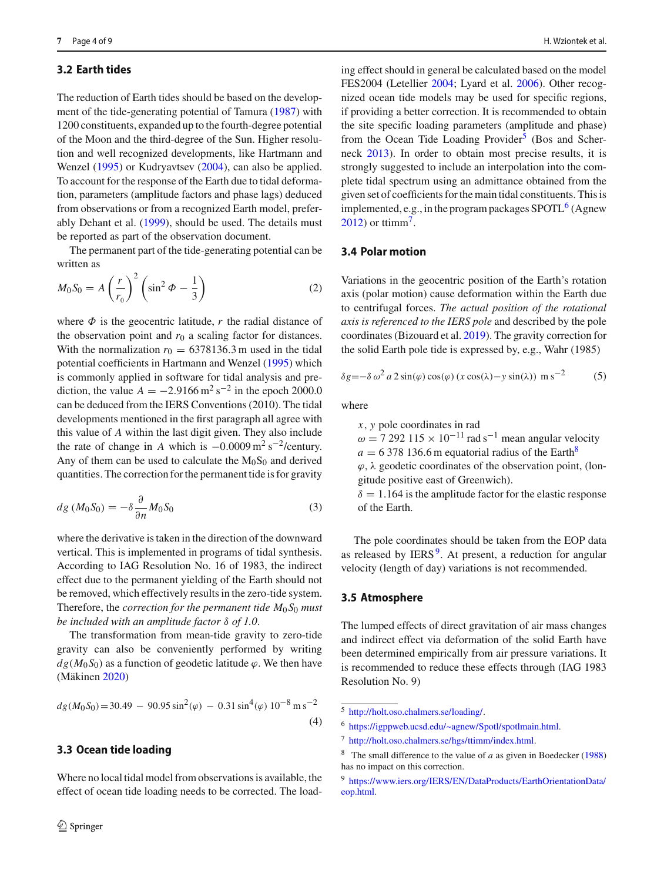### 3.2 Earth tides

The reduction of Earth tides should be based on the development of the tide-generating potential of Tamura (1987) with 1200 constituents, expanded up to the fourth-degree potential of the Moon and the third-degree of the Sun. Higher resolution and well recognized developments, like Hartmann and Wenzel (1995) or Kudryavtsev (2004), can also be applied. To account for the response of the Earth due to tidal deformation, parameters (amplitude factors and phase lags) deduced from observations or from a recognized Earth model, preferably Dehant et al. (1999), should be used. The details must be reported as part of the observation document.

The permanent part of the tide-generating potential can be written as

$$M_0S_0 = A\left(\frac{r}{r_0}\right)^2\left(\sin^2\Phi - \frac{1}{3}\right) \tag{2}$$

where $\Phi$ is the geocentric latitude, $r$ the radial distance of the observation point and $r_0$ a scaling factor for distances. With the normalization $r_0 = 6378136.3$ m used in the tidal potential coefficients in Hartmann and Wenzel (1995) which is commonly applied in software for tidal analysis and prediction, the value $A = -2.9166\,\mathrm{m^2\,s^{-2}}$ in the epoch 2000.0 can be deduced from the IERS Conventions (2010). The tidal developments mentioned in the first paragraph all agree with this value of $A$ within the last digit given. They also include the rate of change in $A$ which is $-0.0009\,\mathrm{m^2\,s^{-2}}$/century. Any of them can be used to calculate the $M_0S_0$ and derived quantities. The correction for the permanent tide is for gravity

$$dg\,(M_0S_0) = -\delta\frac{\partial}{\partial n}M_0S_0 \tag{3}$$

where the derivative is taken in the direction of the downward vertical. This is implemented in programs of tidal synthesis. According to IAG Resolution No. 16 of 1983, the indirect effect due to the permanent yielding of the Earth should not be removed, which effectively results in the zero-tide system. Therefore, the *correction for the permanent tide $M_0S_0$ must be included with an amplitude factor $\delta$ of 1.0.*

The transformation from mean-tide gravity to zero-tide gravity can also be conveniently performed by writing $dg(M_0S_0)$ as a function of geodetic latitude $\varphi$. We then have (Mäkinen 2020)

$$dg(M_0S_0) = 30.49\ -\ 90.95\sin^2(\varphi)\ -\ 0.31\sin^4(\varphi)\ 10^{-8}\,\mathrm{m\,s^{-2}} \tag{4}$$

### 3.3 Ocean tide loading

Where no local tidal model from observations is available, the effect of ocean tide loading needs to be corrected. The loading effect should in general be calculated based on the model FES2004 (Letellier 2004; Lyard et al. 2006). Other recognized ocean tide models may be used for specific regions, if providing a better correction. It is recommended to obtain the site specific loading parameters (amplitude and phase) from the Ocean Tide Loading Provider[5] (Bos and Scherneck 2013). In order to obtain most precise results, it is strongly suggested to include an interpolation into the complete tidal spectrum using an admittance obtained from the given set of coefficients for the main tidal constituents. This is implemented, e.g., in the program packages SPOTL[6] (Agnew 2012) or ttimm[7].

### 3.4 Polar motion

Variations in the geocentric position of the Earth's rotation axis (polar motion) cause deformation within the Earth due to centrifugal forces. *The actual position of the rotational axis is referenced to the IERS pole* and described by the pole coordinates (Bizouard et al. 2019). The gravity correction for the solid Earth pole tide is expressed by, e.g., Wahr (1985)

$$\delta g = -\delta\,\omega^2\,a\,2\sin(\varphi)\cos(\varphi)\,(x\cos(\lambda) - y\sin(\lambda))\ \mathrm{m\,s^{-2}} \tag{5}$$

where

- $x, y$ pole coordinates in rad
- $\omega = 7\,292\,115\times10^{-11}\,\mathrm{rad\,s^{-1}}$ mean angular velocity
- $a = 6\,378\,136.6$ m equatorial radius of the Earth[8]
- $\varphi, \lambda$ geodetic coordinates of the observation point, (longitude positive east of Greenwich).
- $\delta = 1.164$ is the amplitude factor for the elastic response of the Earth.

The pole coordinates should be taken from the EOP data as released by IERS[9]. At present, a reduction for angular velocity (length of day) variations is not recommended.

### 3.5 Atmosphere

The lumped effects of direct gravitation of air mass changes and indirect effect via deformation of the solid Earth have been determined empirically from air pressure variations. It is recommended to reduce these effects through (IAG 1983 Resolution No. 9)

---

[5] http://holt.oso.chalmers.se/loading/.

[6] https://igppweb.ucsd.edu/~agnew/Spotl/spotlmain.html.

[7] http://holt.oso.chalmers.se/hgs/ttimm/index.html.

[8] The small difference to the value of $a$ as given in Boedecker (1988) has no impact on this correction.

[9] https://www.iers.org/IERS/EN/DataProducts/EarthOrientationData/eop.html.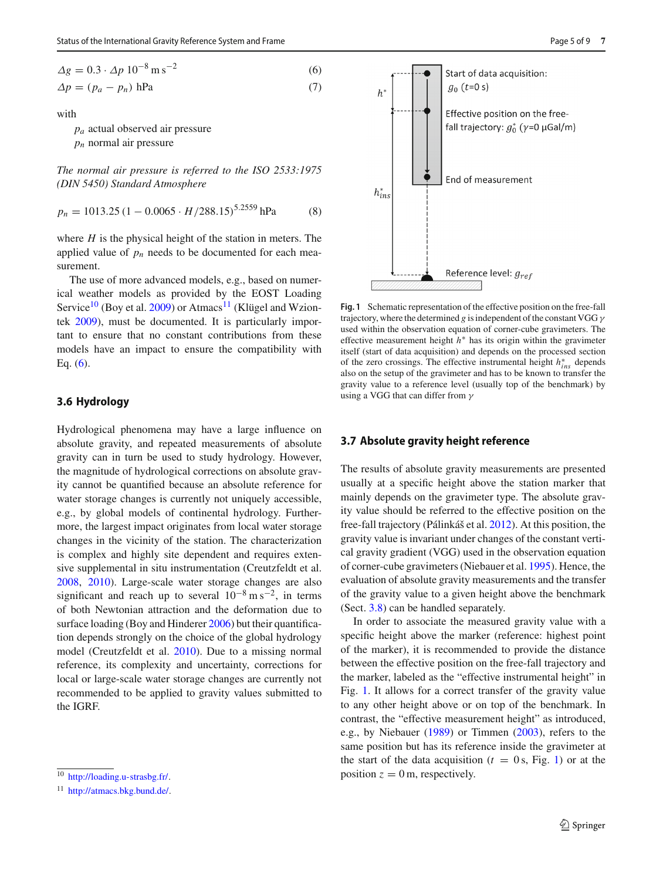$$\Delta g = 0.3 \cdot \Delta p \; 10^{-8}\,\mathrm{m\,s^{-2}} \quad (6)$$

$$\Delta p = (p_a - p_n)\;\mathrm{hPa} \quad (7)$$

with

$p_a$ actual observed air pressure
$p_n$ normal air pressure

*The normal air pressure is referred to the ISO 2533:1975 (DIN 5450) Standard Atmosphere*

$$p_n = 1013.25\,(1 - 0.0065 \cdot H/288.15)^{5.2559}\;\mathrm{hPa} \quad (8)$$

where $H$ is the physical height of the station in meters. The applied value of $p_n$ needs to be documented for each measurement.

The use of more advanced models, e.g., based on numerical weather models as provided by the EOST Loading Service[10] (Boy et al. 2009) or Atmacs[11] (Klügel and Wziontek 2009), must be documented. It is particularly important to ensure that no constant contributions from these models have an impact to ensure the compatibility with Eq. (6).

### 3.6 Hydrology

Hydrological phenomena may have a large influence on absolute gravity, and repeated measurements of absolute gravity can in turn be used to study hydrology. However, the magnitude of hydrological corrections on absolute gravity cannot be quantified because an absolute reference for water storage changes is currently not uniquely accessible, e.g., by global models of continental hydrology. Furthermore, the largest impact originates from local water storage changes in the vicinity of the station. The characterization is complex and highly site dependent and requires extensive supplemental in situ instrumentation (Creutzfeldt et al. 2008, 2010). Large-scale water storage changes are also significant and reach up to several $10^{-8}\,\mathrm{m\,s^{-2}}$, in terms of both Newtonian attraction and the deformation due to surface loading (Boy and Hinderer 2006) but their quantification depends strongly on the choice of the global hydrology model (Creutzfeldt et al. 2010). Due to a missing normal reference, its complexity and uncertainty, corrections for local or large-scale water storage changes are currently not recommended to be applied to gravity values submitted to the IGRF.

[10] http://loading.u-strasbg.fr/.

[11] http://atmacs.bkg.bund.de/.

Start of data acquisition: $g_0$ ($t$=0 s)

Effective position on the free-fall trajectory: $g_0^*$ ($\gamma$=0 µGal/m)

End of measurement

Reference level: $g_{ref}$

$h^*$

$h^*_{ins}$

**Fig. 1** Schematic representation of the effective position on the free-fall trajectory, where the determined $g$ is independent of the constant VGG $\gamma$ used within the observation equation of corner-cube gravimeters. The effective measurement height $h^*$ has its origin within the gravimeter itself (start of data acquisition) and depends on the processed section of the zero crossings. The effective instrumental height $h^*_{ins}$ depends also on the setup of the gravimeter and has to be known to transfer the gravity value to a reference level (usually top of the benchmark) by using a VGG that can differ from $\gamma$

### 3.7 Absolute gravity height reference

The results of absolute gravity measurements are presented usually at a specific height above the station marker that mainly depends on the gravimeter type. The absolute gravity value should be referred to the effective position on the free-fall trajectory (Pálinkáš et al. 2012). At this position, the gravity value is invariant under changes of the constant vertical gravity gradient (VGG) used in the observation equation of corner-cube gravimeters (Niebauer et al. 1995). Hence, the evaluation of absolute gravity measurements and the transfer of the gravity value to a given height above the benchmark (Sect. 3.8) can be handled separately.

In order to associate the measured gravity value with a specific height above the marker (reference: highest point of the marker), it is recommended to provide the distance between the effective position on the free-fall trajectory and the marker, labeled as the "effective instrumental height" in Fig. 1. It allows for a correct transfer of the gravity value to any other height above or on top of the benchmark. In contrast, the "effective measurement height" as introduced, e.g., by Niebauer (1989) or Timmen (2003), refers to the same position but has its reference inside the gravimeter at the start of the data acquisition ($t = 0\,\mathrm{s}$, Fig. 1) or at the position $z = 0\,\mathrm{m}$, respectively.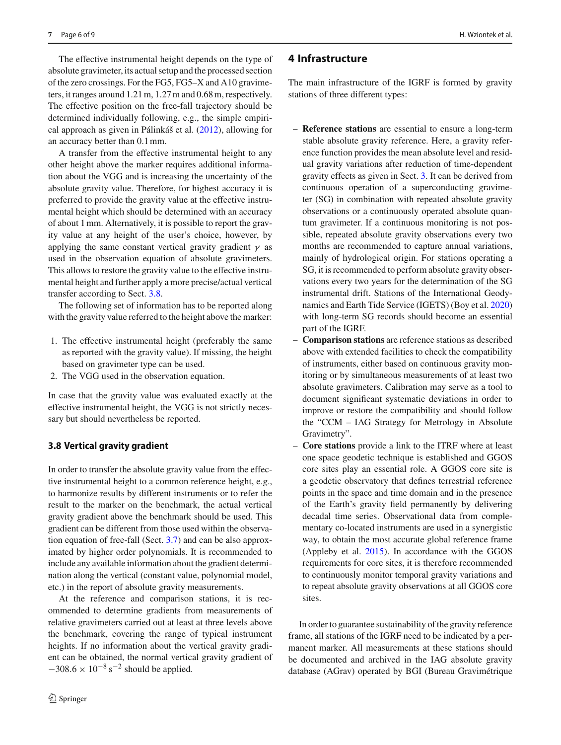The effective instrumental height depends on the type of absolute gravimeter, its actual setup and the processed section of the zero crossings. For the FG5, FG5–X and A10 gravimeters, it ranges around 1.21 m, 1.27 m and 0.68 m, respectively. The effective position on the free-fall trajectory should be determined individually following, e.g., the simple empirical approach as given in Pálinkáš et al. (2012), allowing for an accuracy better than 0.1 mm.

A transfer from the effective instrumental height to any other height above the marker requires additional information about the VGG and is increasing the uncertainty of the absolute gravity value. Therefore, for highest accuracy it is preferred to provide the gravity value at the effective instrumental height which should be determined with an accuracy of about 1 mm. Alternatively, it is possible to report the gravity value at any height of the user's choice, however, by applying the same constant vertical gravity gradient $\gamma$ as used in the observation equation of absolute gravimeters. This allows to restore the gravity value to the effective instrumental height and further apply a more precise/actual vertical transfer according to Sect. 3.8.

The following set of information has to be reported along with the gravity value referred to the height above the marker:

1. The effective instrumental height (preferably the same as reported with the gravity value). If missing, the height based on gravimeter type can be used.
2. The VGG used in the observation equation.

In case that the gravity value was evaluated exactly at the effective instrumental height, the VGG is not strictly necessary but should nevertheless be reported.

### 3.8 Vertical gravity gradient

In order to transfer the absolute gravity value from the effective instrumental height to a common reference height, e.g., to harmonize results by different instruments or to refer the result to the marker on the benchmark, the actual vertical gravity gradient above the benchmark should be used. This gradient can be different from those used within the observation equation of free-fall (Sect. 3.7) and can be also approximated by higher order polynomials. It is recommended to include any available information about the gradient determination along the vertical (constant value, polynomial model, etc.) in the report of absolute gravity measurements.

At the reference and comparison stations, it is recommended to determine gradients from measurements of relative gravimeters carried out at least at three levels above the benchmark, covering the range of typical instrument heights. If no information about the vertical gravity gradient can be obtained, the normal vertical gravity gradient of $-308.6 \times 10^{-8}\,\mathrm{s}^{-2}$ should be applied.

## 4 Infrastructure

The main infrastructure of the IGRF is formed by gravity stations of three different types:

- **Reference stations** are essential to ensure a long-term stable absolute gravity reference. Here, a gravity reference function provides the mean absolute level and residual gravity variations after reduction of time-dependent gravity effects as given in Sect. 3. It can be derived from continuous operation of a superconducting gravimeter (SG) in combination with repeated absolute gravity observations or a continuously operated absolute quantum gravimeter. If a continuous monitoring is not possible, repeated absolute gravity observations every two months are recommended to capture annual variations, mainly of hydrological origin. For stations operating a SG, it is recommended to perform absolute gravity observations every two years for the determination of the SG instrumental drift. Stations of the International Geodynamics and Earth Tide Service (IGETS) (Boy et al. 2020) with long-term SG records should become an essential part of the IGRF.
- **Comparison stations** are reference stations as described above with extended facilities to check the compatibility of instruments, either based on continuous gravity monitoring or by simultaneous measurements of at least two absolute gravimeters. Calibration may serve as a tool to document significant systematic deviations in order to improve or restore the compatibility and should follow the "CCM – IAG Strategy for Metrology in Absolute Gravimetry".
- **Core stations** provide a link to the ITRF where at least one space geodetic technique is established and GGOS core sites play an essential role. A GGOS core site is a geodetic observatory that defines terrestrial reference points in the space and time domain and in the presence of the Earth's gravity field permanently by delivering decadal time series. Observational data from complementary co-located instruments are used in a synergistic way, to obtain the most accurate global reference frame (Appleby et al. 2015). In accordance with the GGOS requirements for core sites, it is therefore recommended to continuously monitor temporal gravity variations and to repeat absolute gravity observations at all GGOS core sites.

In order to guarantee sustainability of the gravity reference frame, all stations of the IGRF need to be indicated by a permanent marker. All measurements at these stations should be documented and archived in the IAG absolute gravity database (AGrav) operated by BGI (Bureau Gravimétrique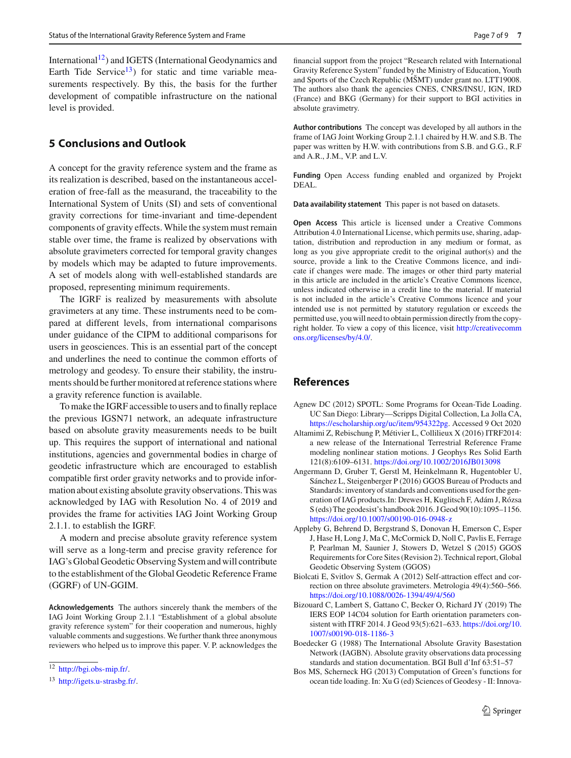International[12]) and IGETS (International Geodynamics and Earth Tide Service[13]) for static and time variable measurements respectively. By this, the basis for the further development of compatible infrastructure on the national level is provided.

## 5 Conclusions and Outlook

A concept for the gravity reference system and the frame as its realization is described, based on the instantaneous acceleration of free-fall as the measurand, the traceability to the International System of Units (SI) and sets of conventional gravity corrections for time-invariant and time-dependent components of gravity effects. While the system must remain stable over time, the frame is realized by observations with absolute gravimeters corrected for temporal gravity changes by models which may be adapted to future improvements. A set of models along with well-established standards are proposed, representing minimum requirements.

The IGRF is realized by measurements with absolute gravimeters at any time. These instruments need to be compared at different levels, from international comparisons under guidance of the CIPM to additional comparisons for users in geosciences. This is an essential part of the concept and underlines the need to continue the common efforts of metrology and geodesy. To ensure their stability, the instruments should be further monitored at reference stations where a gravity reference function is available.

To make the IGRF accessible to users and to finally replace the previous IGSN71 network, an adequate infrastructure based on absolute gravity measurements needs to be built up. This requires the support of international and national institutions, agencies and governmental bodies in charge of geodetic infrastructure which are encouraged to establish compatible first order gravity networks and to provide information about existing absolute gravity observations. This was acknowledged by IAG with Resolution No. 4 of 2019 and provides the frame for activities IAG Joint Working Group 2.1.1. to establish the IGRF.

A modern and precise absolute gravity reference system will serve as a long-term and precise gravity reference for IAG's Global Geodetic Observing System and will contribute to the establishment of the Global Geodetic Reference Frame (GGRF) of UN-GGIM.

**Acknowledgements** The authors sincerely thank the members of the IAG Joint Working Group 2.1.1 "Establishment of a global absolute gravity reference system" for their cooperation and numerous, highly valuable comments and suggestions. We further thank three anonymous reviewers who helped us to improve this paper. V. P. acknowledges the financial support from the project "Research related with International Gravity Reference System" funded by the Ministry of Education, Youth and Sports of the Czech Republic (MŠMT) under grant no. LTT19008. The authors also thank the agencies CNES, CNRS/INSU, IGN, IRD (France) and BKG (Germany) for their support to BGI activities in absolute gravimetry.

**Author contributions** The concept was developed by all authors in the frame of IAG Joint Working Group 2.1.1 chaired by H.W. and S.B. The paper was written by H.W. with contributions from S.B. and G.G., R.F and A.R., J.M., V.P. and L.V.

**Funding** Open Access funding enabled and organized by Projekt DEAL.

**Data availability statement** This paper is not based on datasets.

**Open Access** This article is licensed under a Creative Commons Attribution 4.0 International License, which permits use, sharing, adaptation, distribution and reproduction in any medium or format, as long as you give appropriate credit to the original author(s) and the source, provide a link to the Creative Commons licence, and indicate if changes were made. The images or other third party material in this article are included in the article's Creative Commons licence, unless indicated otherwise in a credit line to the material. If material is not included in the article's Creative Commons licence and your intended use is not permitted by statutory regulation or exceeds the permitted use, you will need to obtain permission directly from the copyright holder. To view a copy of this licence, visit http://creativecommons.org/licenses/by/4.0/.

[12] http://bgi.obs-mip.fr/.

[13] http://igets.u-strasbg.fr/.

## References

Agnew DC (2012) SPOTL: Some Programs for Ocean-Tide Loading. UC San Diego: Library—Scripps Digital Collection, La Jolla CA, https://escholarship.org/uc/item/954322pg. Accessed 9 Oct 2020

Altamimi Z, Rebischung P, Métivier L, Collilieux X (2016) ITRF2014: a new release of the International Terrestrial Reference Frame modeling nonlinear station motions. J Geophys Res Solid Earth 121(8):6109–6131. https://doi.org/10.1002/2016JB013098

Angermann D, Gruber T, Gerstl M, Heinkelmann R, Hugentobler U, Sánchez L, Steigenberger P (2016) GGOS Bureau of Products and Standards: inventory of standards and conventions used for the generation of IAG products.In: Drewes H, Kuglitsch F, Adám J, Rózsa S (eds) The geodesist's handbook 2016. J Geod 90(10):1095–1156. https://doi.org/10.1007/s00190-016-0948-z

Appleby G, Behrend D, Bergstrand S, Donovan H, Emerson C, Esper J, Hase H, Long J, Ma C, McCormick D, Noll C, Pavlis E, Ferrage P, Pearlman M, Saunier J, Stowers D, Wetzel S (2015) GGOS Requirements for Core Sites (Revision 2). Technical report, Global Geodetic Observing System (GGOS)

Biolcati E, Svitlov S, Germak A (2012) Self-attraction effect and correction on three absolute gravimeters. Metrologia 49(4):560–566. https://doi.org/10.1088/0026-1394/49/4/560

Bizouard C, Lambert S, Gattano C, Becker O, Richard JY (2019) The IERS EOP 14C04 solution for Earth orientation parameters consistent with ITRF 2014. J Geod 93(5):621–633. https://doi.org/10.1007/s00190-018-1186-3

Boedecker G (1988) The International Absolute Gravity Basestation Network (IAGBN). Absolute gravity observations data processing standards and station documentation. BGI Bull d'Inf 63:51–57

Bos MS, Scherneck HG (2013) Computation of Green's functions for ocean tide loading. In: Xu G (ed) Sciences of Geodesy - II: Innova-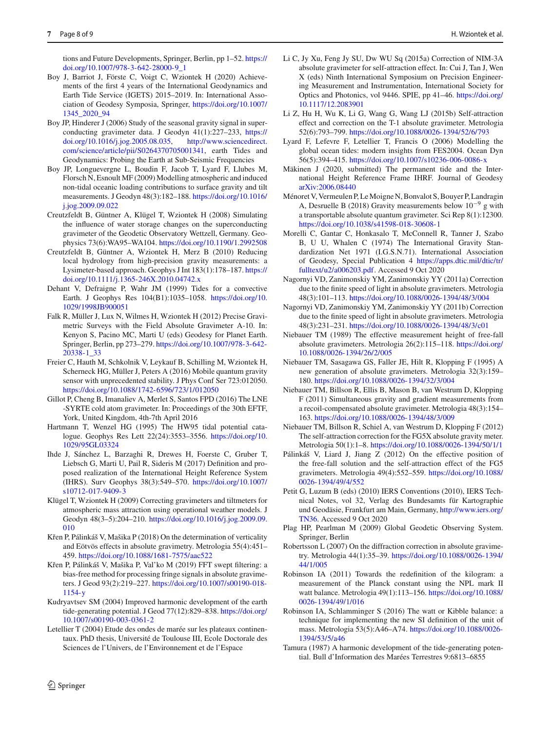tions and Future Developments, Springer, Berlin, pp 1–52. https://doi.org/10.1007/978-3-642-28000-9_1

Boy J, Barriot J, Förste C, Voigt C, Wziontek H (2020) Achievements of the first 4 years of the International Geodynamics and Earth Tide Service (IGETS) 2015–2019. In: International Association of Geodesy Symposia, Springer, https://doi.org/10.1007/1345_2020_94

Boy JP, Hinderer J (2006) Study of the seasonal gravity signal in superconducting gravimeter data. J Geodyn 41(1):227–233, https://doi.org/10.1016/j.jog.2005.08.035, http://www.sciencedirect.com/science/article/pii/S0264370705001341, earth Tides and Geodynamics: Probing the Earth at Sub-Seismic Frequencies

Boy JP, Longuevergne L, Boudin F, Jacob T, Lyard F, Llubes M, Florsch N, Esnoult MF (2009) Modelling atmospheric and induced non-tidal oceanic loading contributions to surface gravity and tilt measurements. J Geodyn 48(3):182–188. https://doi.org/10.1016/j.jog.2009.09.022

Creutzfeldt B, Güntner A, Klügel T, Wziontek H (2008) Simulating the influence of water storage changes on the superconducting gravimeter of the Geodetic Observatory Wettzell, Germany. Geophysics 73(6):WA95–WA104. https://doi.org/10.1190/1.2992508

Creutzfeldt B, Güntner A, Wziontek H, Merz B (2010) Reducing local hydrology from high-precision gravity measurements: a Lysimeter-based approach. Geophys J Int 183(1):178–187. https://doi.org/10.1111/j.1365-246X.2010.04742.x

Dehant V, Defraigne P, Wahr JM (1999) Tides for a convective Earth. J Geophys Res 104(B1):1035–1058. https://doi.org/10.1029/1998JB900051

Falk R, Müller J, Lux N, Wilmes H, Wziontek H (2012) Precise Gravimetric Surveys with the Field Absolute Gravimeter A-10. In: Kenyon S, Pacino MC, Marti U (eds) Geodesy for Planet Earth. Springer, Berlin, pp 273–279. https://doi.org/10.1007/978-3-642-20338-1_33

Freier C, Hauth M, Schkolnik V, Leykauf B, Schilling M, Wziontek H, Scherneck HG, Müller J, Peters A (2016) Mobile quantum gravity sensor with unprecedented stability. J Phys Conf Ser 723:012050. https://doi.org/10.1088/1742-6596/723/1/012050

Gillot P, Cheng B, Imanaliev A, Merlet S, Santos FPD (2016) The LNE -SYRTE cold atom gravimeter. In: Proceedings of the 30th EFTF, York, United Kingdom, 4th-7th April 2016

Hartmann T, Wenzel HG (1995) The HW95 tidal potential catalogue. Geophys Res Lett 22(24):3553–3556. https://doi.org/10.1029/95GL03324

Ihde J, Sánchez L, Barzaghi R, Drewes H, Foerste C, Gruber T, Liebsch G, Marti U, Pail R, Sideris M (2017) Definition and proposed realization of the International Height Reference System (IHRS). Surv Geophys 38(3):549–570. https://doi.org/10.1007/s10712-017-9409-3

Klügel T, Wziontek H (2009) Correcting gravimeters and tiltmeters for atmospheric mass attraction using operational weather models. J Geodyn 48(3–5):204–210. https://doi.org/10.1016/j.jog.2009.09.010

Křen P, Pálinkáš V, Mašika P (2018) On the determination of verticality and Eötvös effects in absolute gravimetry. Metrologia 55(4):451–459. https://doi.org/10.1088/1681-7575/aac522

Křen P, Pálinkáš V, Mašika P, Val'ko M (2019) FFT swept filtering: a bias-free method for processing fringe signals in absolute gravimeters. J Geod 93(2):219–227. https://doi.org/10.1007/s00190-018-1154-y

Kudryavtsev SM (2004) Improved harmonic development of the earth tide-generating potential. J Geod 77(12):829–838. https://doi.org/10.1007/s00190-003-0361-2

Letellier T (2004) Etude des ondes de marée sur les plateaux continentaux. PhD thesis, Université de Toulouse III, Ecole Doctorale des Sciences de l'Univers, de l'Environnement et de l'Espace

Li C, Jy Xu, Feng Jy SU, Dw WU Sq (2015a) Correction of NIM-3A absolute gravimeter for self-attraction effect. In: Cui J, Tan J, Wen X (eds) Ninth International Symposium on Precision Engineering Measurement and Instrumentation, International Society for Optics and Photonics, vol 9446. SPIE, pp 41–46. https://doi.org/10.1117/12.2083901

Li Z, Hu H, Wu K, Li G, Wang G, Wang LJ (2015b) Self-attraction effect and correction on the T-1 absolute gravimeter. Metrologia 52(6):793–799. https://doi.org/10.1088/0026-1394/52/6/793

Lyard F, Lefevre F, Letellier T, Francis O (2006) Modelling the global ocean tides: modern insights from FES2004. Ocean Dyn 56(5):394–415. https://doi.org/10.1007/s10236-006-0086-x

Mäkinen J (2020, submitted) The permanent tide and the International Height Reference Frame IHRF. Journal of Geodesy arXiv:2006.08440

Ménoret V, Vermeulen P, Le Moigne N, Bonvalot S, Bouyer P, Landragin A, Desruelle B (2018) Gravity measurements below $10^{-9}$ g with a transportable absolute quantum gravimeter. Sci Rep 8(1):12300. https://doi.org/10.1038/s41598-018-30608-1

Morelli C, Gantar C, Honkasalo T, McConnell R, Tanner J, Szabo B, U U, Whalen C (1974) The International Gravity Standardization Net 1971 (I.G.S.N.71). International Association of Geodesy, Special Publication 4 https://apps.dtic.mil/dtic/tr/fulltext/u2/a006203.pdf. Accessed 9 Oct 2020

Nagornyi VD, Zanimonskiy YM, Zanimonskiy YY (2011a) Correction due to the finite speed of light in absolute gravimeters. Metrologia 48(3):101–113. https://doi.org/10.1088/0026-1394/48/3/004

Nagornyi VD, Zanimonskiy YM, Zanimonskiy YY (2011b) Correction due to the finite speed of light in absolute gravimeters. Metrologia 48(3):231–231. https://doi.org/10.1088/0026-1394/48/3/c01

Niebauer TM (1989) The effective measurement height of free-fall absolute gravimeters. Metrologia 26(2):115–118. https://doi.org/10.1088/0026-1394/26/2/005

Niebauer TM, Sasagawa GS, Faller JE, Hilt R, Klopping F (1995) A new generation of absolute gravimeters. Metrologia 32(3):159–180. https://doi.org/10.1088/0026-1394/32/3/004

Niebauer TM, Billson R, Ellis B, Mason B, van Westrum D, Klopping F (2011) Simultaneous gravity and gradient measurements from a recoil-compensated absolute gravimeter. Metrologia 48(3):154–163. https://doi.org/10.1088/0026-1394/48/3/009

Niebauer TM, Billson R, Schiel A, van Westrum D, Klopping F (2012) The self-attraction correction for the FG5X absolute gravity meter. Metrologia 50(1):1–8. https://doi.org/10.1088/0026-1394/50/1/1

Pálinkáš V, Liard J, Jiang Z (2012) On the effective position of the free-fall solution and the self-attraction effect of the FG5 gravimeters. Metrologia 49(4):552–559. https://doi.org/10.1088/0026-1394/49/4/552

Petit G, Luzum B (eds) (2010) IERS Conventions (2010), IERS Technical Notes, vol 32, Verlag des Bundesamts für Kartographie und Geodäsie, Frankfurt am Main, Germany, http://www.iers.org/TN36. Accessed 9 Oct 2020

Plag HP, Pearlman M (2009) Global Geodetic Observing System. Springer, Berlin

Robertsson L (2007) On the diffraction correction in absolute gravimetry. Metrologia 44(1):35–39. https://doi.org/10.1088/0026-1394/44/1/005

Robinson IA (2011) Towards the redefinition of the kilogram: a measurement of the Planck constant using the NPL mark II watt balance. Metrologia 49(1):113–156. https://doi.org/10.1088/0026-1394/49/1/016

Robinson IA, Schlamminger S (2016) The watt or Kibble balance: a technique for implementing the new SI definition of the unit of mass. Metrologia 53(5):A46–A74. https://doi.org/10.1088/0026-1394/53/5/a46

Tamura (1987) A harmonic development of the tide-generating potential. Bull d'Information des Marées Terrestres 9:6813–6855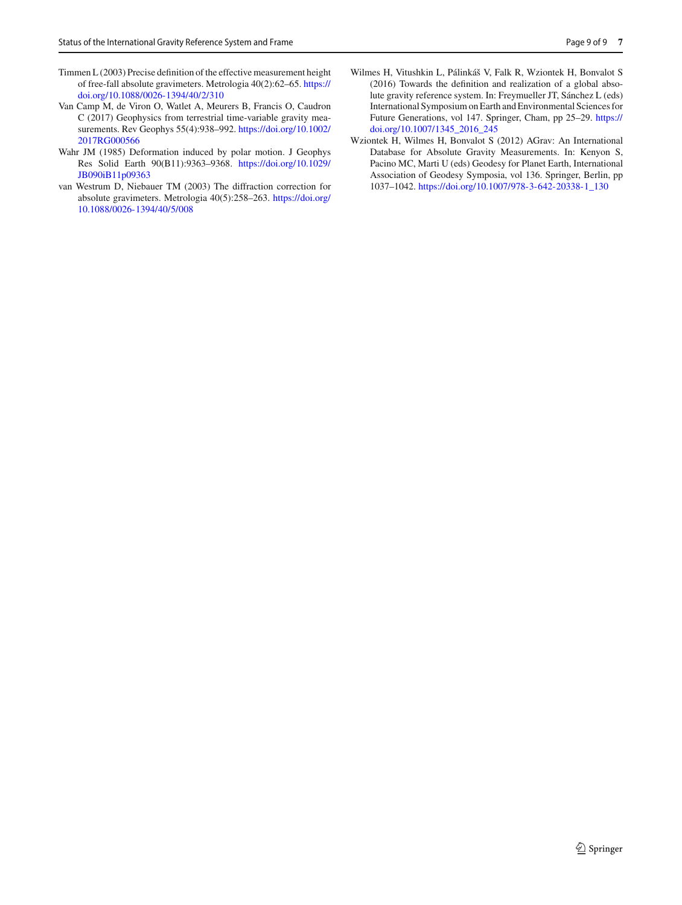Timmen L (2003) Precise definition of the effective measurement height of free-fall absolute gravimeters. Metrologia 40(2):62–65. https://doi.org/10.1088/0026-1394/40/2/310

Van Camp M, de Viron O, Watlet A, Meurers B, Francis O, Caudron C (2017) Geophysics from terrestrial time-variable gravity measurements. Rev Geophys 55(4):938–992. https://doi.org/10.1002/2017RG000566

Wahr JM (1985) Deformation induced by polar motion. J Geophys Res Solid Earth 90(B11):9363–9368. https://doi.org/10.1029/JB090iB11p09363

van Westrum D, Niebauer TM (2003) The diffraction correction for absolute gravimeters. Metrologia 40(5):258–263. https://doi.org/10.1088/0026-1394/40/5/008

Wilmes H, Vitushkin L, Pálinkáš V, Falk R, Wziontek H, Bonvalot S (2016) Towards the definition and realization of a global absolute gravity reference system. In: Freymueller JT, Sánchez L (eds) International Symposium on Earth and Environmental Sciences for Future Generations, vol 147. Springer, Cham, pp 25–29. https://doi.org/10.1007/1345_2016_245

Wziontek H, Wilmes H, Bonvalot S (2012) AGrav: An International Database for Absolute Gravity Measurements. In: Kenyon S, Pacino MC, Marti U (eds) Geodesy for Planet Earth, International Association of Geodesy Symposia, vol 136. Springer, Berlin, pp 1037–1042. https://doi.org/10.1007/978-3-642-20338-1_130